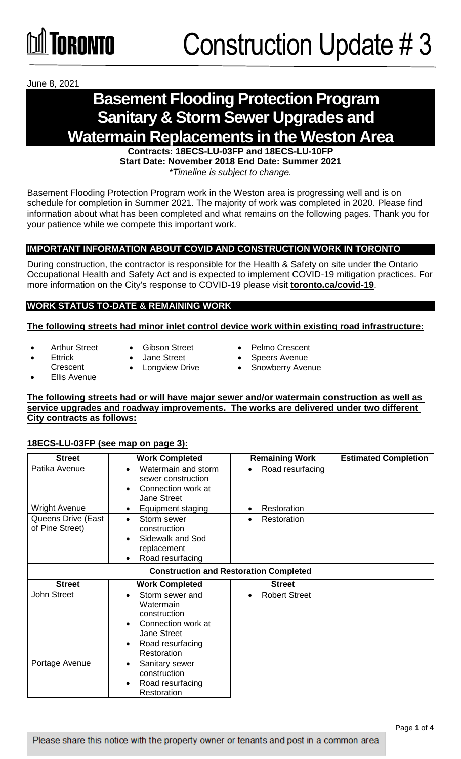# Construction Update # 3

June 8, 2021

# Basement Flooding Protection Program Sanitary & Storm Sewer Upgrades and Watermain Replacements in the Weston Area

**Contracts: 18ECS-LU-03FP and 18ECS-LU-10FP**
**Start Date: November 2018 End Date: Summer 2021**
*\*Timeline is subject to change.*

Basement Flooding Protection Program work in the Weston area is progressing well and is on schedule for completion in Summer 2021. The majority of work was completed in 2020. Please find information about what has been completed and what remains on the following pages. Thank you for your patience while we compete this important work.

## IMPORTANT INFORMATION ABOUT COVID AND CONSTRUCTION WORK IN TORONTO

During construction, the contractor is responsible for the Health & Safety on site under the Ontario Occupational Health and Safety Act and is expected to implement COVID-19 mitigation practices. For more information on the City's response to COVID-19 please visit **toronto.ca/covid-19**.

## WORK STATUS TO-DATE & REMAINING WORK

**The following streets had minor inlet control device work within existing road infrastructure:**

- Arthur Street
- Ettrick Crescent
- Ellis Avenue
- Gibson Street
- Jane Street
- Longview Drive
- Pelmo Crescent
- Speers Avenue
- Snowberry Avenue

**The following streets had or will have major sewer and/or watermain construction as well as service upgrades and roadway improvements. The works are delivered under two different City contracts as follows:**

**18ECS-LU-03FP (see map on page 3):**

| Street | Work Completed | Remaining Work | Estimated Completion |
|---|---|---|---|
| Patika Avenue | • Watermain and storm sewer construction<br>• Connection work at Jane Street | • Road resurfacing | |
| Wright Avenue | • Equipment staging | • Restoration | |
| Queens Drive (East of Pine Street) | • Storm sewer construction<br>• Sidewalk and Sod replacement<br>• Road resurfacing | • Restoration | |
| **Construction and Restoration Completed** | | | |
| **Street** | **Work Completed** | **Street** | |
| John Street | • Storm sewer and Watermain construction<br>• Connection work at Jane Street<br>• Road resurfacing Restoration | • Robert Street | |
| Portage Avenue | • Sanitary sewer construction<br>• Road resurfacing Restoration | | |

Please share this notice with the property owner or tenants and post in a common area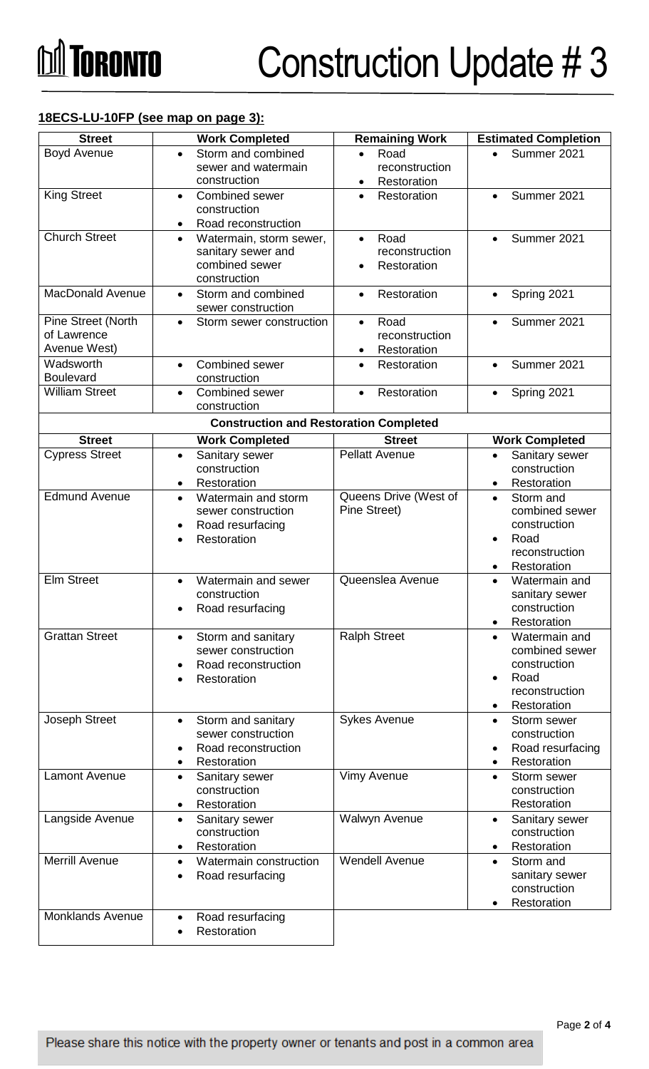# Construction Update # 3

**18ECS-LU-10FP (see map on page 3):**

| Street | Work Completed | Remaining Work | Estimated Completion |
|---|---|---|---|
| Boyd Avenue | • Storm and combined sewer and watermain construction | • Road reconstruction<br>• Restoration | • Summer 2021 |
| King Street | • Combined sewer construction<br>• Road reconstruction | • Restoration | • Summer 2021 |
| Church Street | • Watermain, storm sewer, sanitary sewer and combined sewer construction | • Road reconstruction<br>• Restoration | • Summer 2021 |
| MacDonald Avenue | • Storm and combined sewer construction | • Restoration | • Spring 2021 |
| Pine Street (North of Lawrence Avenue West) | • Storm sewer construction | • Road reconstruction<br>• Restoration | • Summer 2021 |
| Wadsworth Boulevard | • Combined sewer construction | • Restoration | • Summer 2021 |
| William Street | • Combined sewer construction | • Restoration | • Spring 2021 |
| **Construction and Restoration Completed** | | | |
| **Street** | **Work Completed** | **Street** | **Work Completed** |
| Cypress Street | • Sanitary sewer construction<br>• Restoration | Pellatt Avenue | • Sanitary sewer construction<br>• Restoration |
| Edmund Avenue | • Watermain and storm sewer construction<br>• Road resurfacing<br>• Restoration | Queens Drive (West of Pine Street) | • Storm and combined sewer construction<br>• Road reconstruction<br>• Restoration |
| Elm Street | • Watermain and sewer construction<br>• Road resurfacing | Queenslea Avenue | • Watermain and sanitary sewer construction<br>• Restoration |
| Grattan Street | • Storm and sanitary sewer construction<br>• Road reconstruction<br>• Restoration | Ralph Street | • Watermain and combined sewer construction<br>• Road reconstruction<br>• Restoration |
| Joseph Street | • Storm and sanitary sewer construction<br>• Road reconstruction<br>• Restoration | Sykes Avenue | • Storm sewer construction<br>• Road resurfacing<br>• Restoration |
| Lamont Avenue | • Sanitary sewer construction<br>• Restoration | Vimy Avenue | • Storm sewer construction Restoration |
| Langside Avenue | • Sanitary sewer construction<br>• Restoration | Walwyn Avenue | • Sanitary sewer construction<br>• Restoration |
| Merrill Avenue | • Watermain construction<br>• Road resurfacing | Wendell Avenue | • Storm and sanitary sewer construction<br>• Restoration |
| Monklands Avenue | • Road resurfacing<br>• Restoration | | |

Please share this notice with the property owner or tenants and post in a common area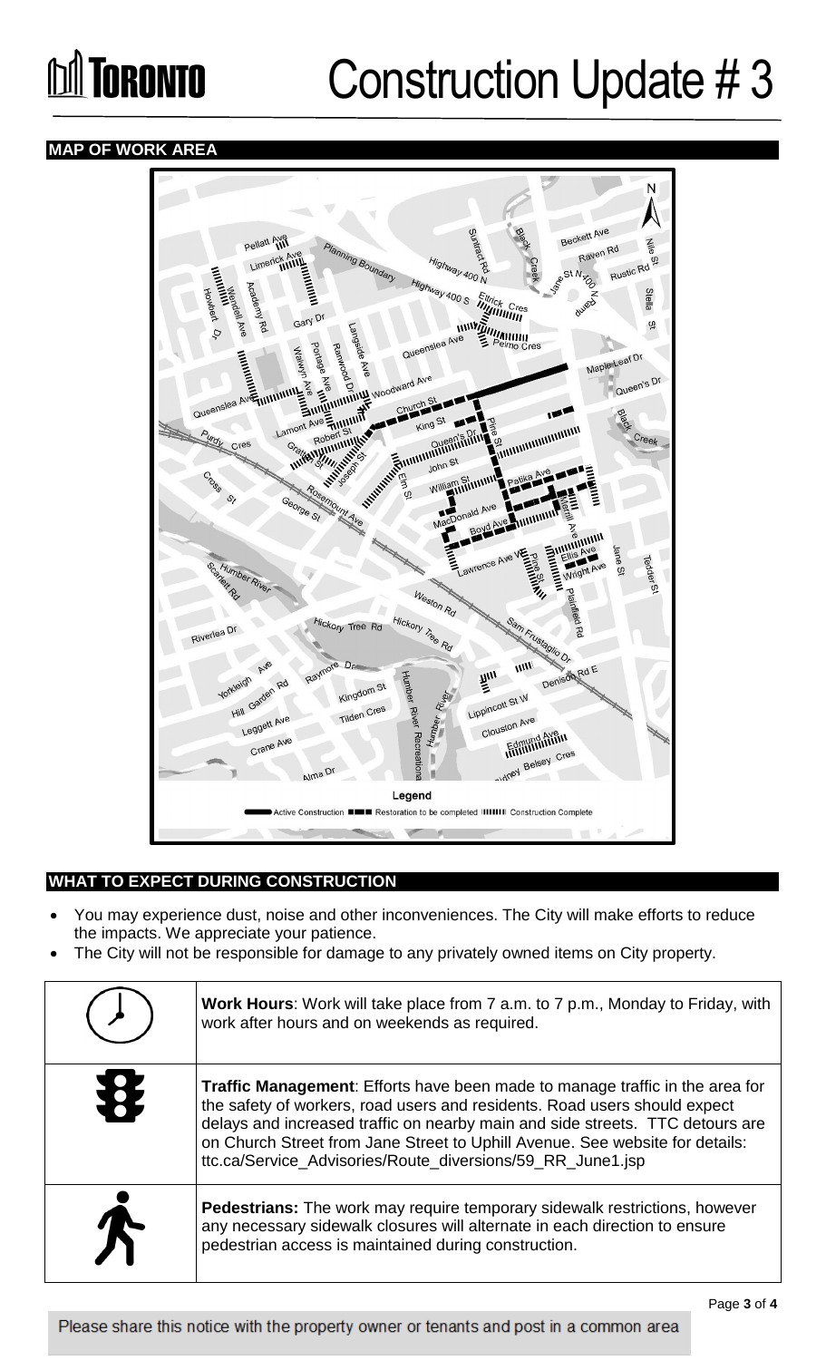# Construction Update # 3

## MAP OF WORK AREA

Legend: Active Construction | Restoration to be completed | Construction Complete

## WHAT TO EXPECT DURING CONSTRUCTION

- You may experience dust, noise and other inconveniences. The City will make efforts to reduce the impacts. We appreciate your patience.
- The City will not be responsible for damage to any privately owned items on City property.

| | |
|---|---|
| | **Work Hours**: Work will take place from 7 a.m. to 7 p.m., Monday to Friday, with work after hours and on weekends as required. |
| | **Traffic Management**: Efforts have been made to manage traffic in the area for the safety of workers, road users and residents. Road users should expect delays and increased traffic on nearby main and side streets. TTC detours are on Church Street from Jane Street to Uphill Avenue. See website for details: ttc.ca/Service_Advisories/Route_diversions/59_RR_June1.jsp |
| | **Pedestrians:** The work may require temporary sidewalk restrictions, however any necessary sidewalk closures will alternate in each direction to ensure pedestrian access is maintained during construction. |

Please share this notice with the property owner or tenants and post in a common area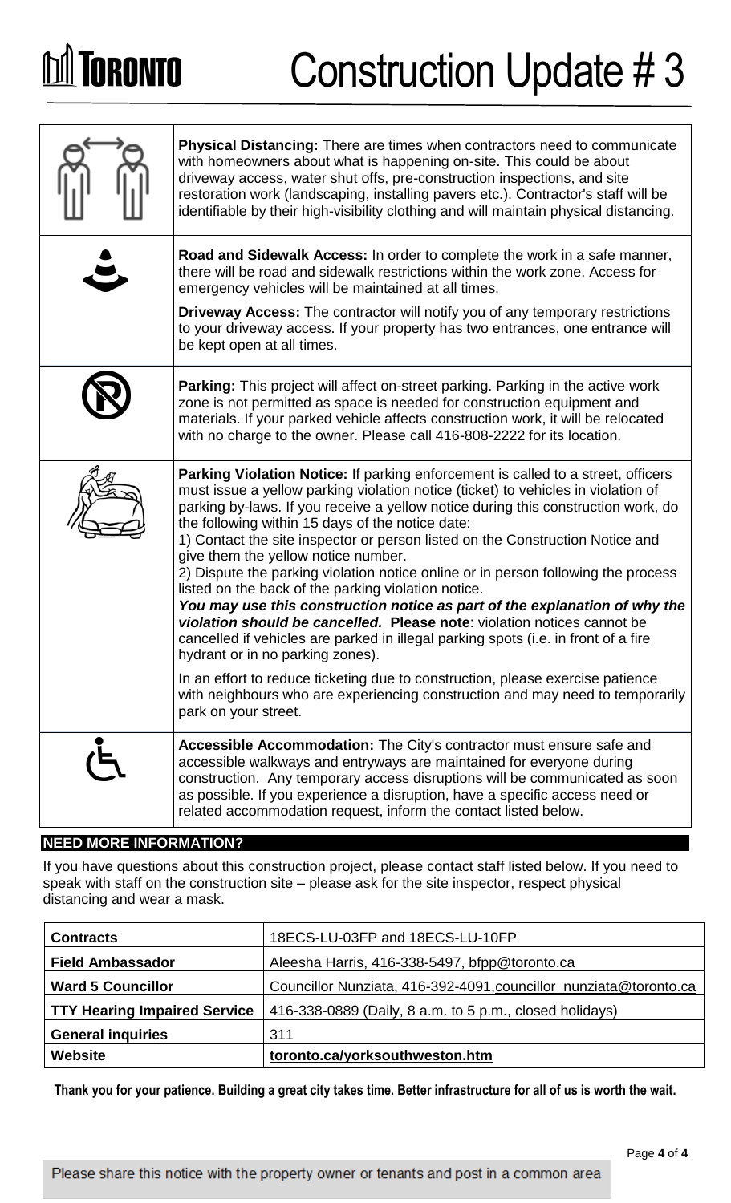# Construction Update # 3

**Physical Distancing:** There are times when contractors need to communicate with homeowners about what is happening on-site. This could be about driveway access, water shut offs, pre-construction inspections, and site restoration work (landscaping, installing pavers etc.). Contractor's staff will be identifiable by their high-visibility clothing and will maintain physical distancing.

**Road and Sidewalk Access:** In order to complete the work in a safe manner, there will be road and sidewalk restrictions within the work zone. Access for emergency vehicles will be maintained at all times.

**Driveway Access:** The contractor will notify you of any temporary restrictions to your driveway access. If your property has two entrances, one entrance will be kept open at all times.

**Parking:** This project will affect on-street parking. Parking in the active work zone is not permitted as space is needed for construction equipment and materials. If your parked vehicle affects construction work, it will be relocated with no charge to the owner. Please call 416-808-2222 for its location.

**Parking Violation Notice:** If parking enforcement is called to a street, officers must issue a yellow parking violation notice (ticket) to vehicles in violation of parking by-laws. If you receive a yellow notice during this construction work, do the following within 15 days of the notice date:

1) Contact the site inspector or person listed on the Construction Notice and give them the yellow notice number.
2) Dispute the parking violation notice online or in person following the process listed on the back of the parking violation notice.

***You may use this construction notice as part of the explanation of why the violation should be cancelled.*** **Please note**: violation notices cannot be cancelled if vehicles are parked in illegal parking spots (i.e. in front of a fire hydrant or in no parking zones).

In an effort to reduce ticketing due to construction, please exercise patience with neighbours who are experiencing construction and may need to temporarily park on your street.

**Accessible Accommodation:** The City's contractor must ensure safe and accessible walkways and entryways are maintained for everyone during construction. Any temporary access disruptions will be communicated as soon as possible. If you experience a disruption, have a specific access need or related accommodation request, inform the contact listed below.

## NEED MORE INFORMATION?

If you have questions about this construction project, please contact staff listed below. If you need to speak with staff on the construction site – please ask for the site inspector, respect physical distancing and wear a mask.

| | |
|---|---|
| **Contracts** | 18ECS-LU-03FP and 18ECS-LU-10FP |
| **Field Ambassador** | Aleesha Harris, 416-338-5497, bfpp@toronto.ca |
| **Ward 5 Councillor** | Councillor Nunziata, 416-392-4091, councillor_nunziata@toronto.ca |
| **TTY Hearing Impaired Service** | 416-338-0889 (Daily, 8 a.m. to 5 p.m., closed holidays) |
| **General inquiries** | 311 |
| **Website** | **toronto.ca/yorksouthweston.htm** |

**Thank you for your patience. Building a great city takes time. Better infrastructure for all of us is worth the wait.**

Please share this notice with the property owner or tenants and post in a common area